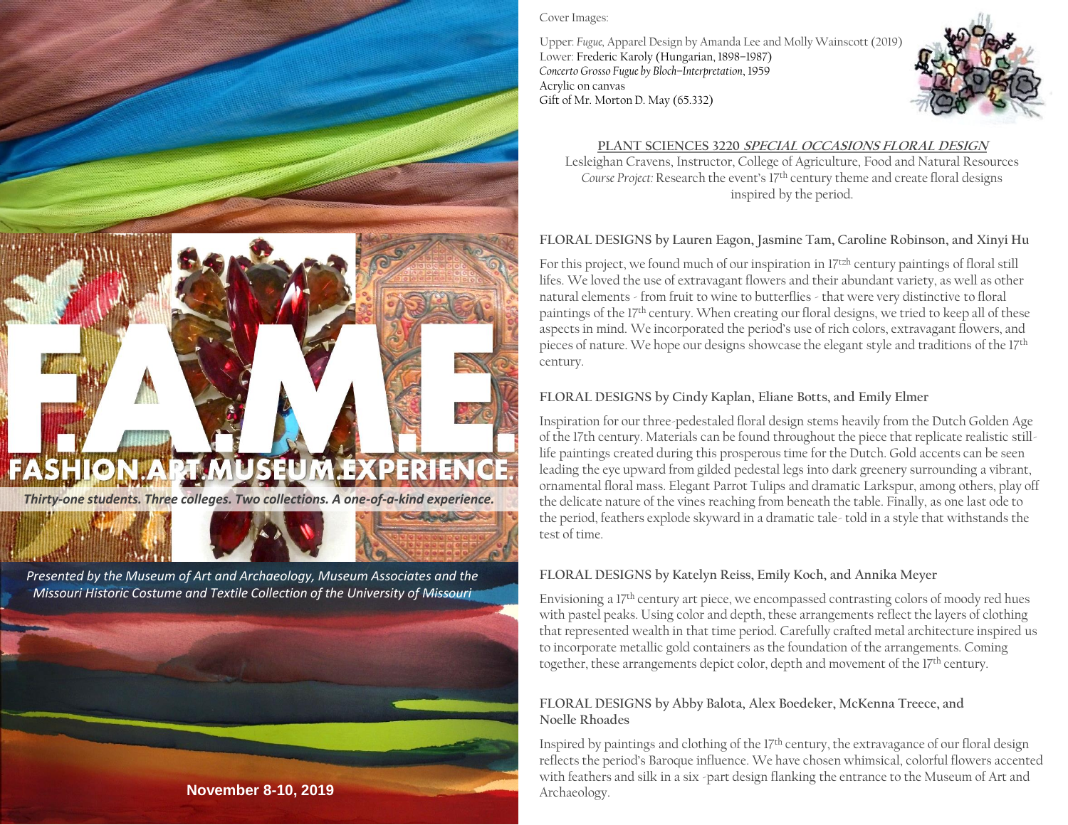# F.A.M.E.

## FASHION.ART.MUSEUM.EXPERIENCE.

*Thirty-one students. Three colleges. Two collections. A one-of-a-kind experience.*

*Presented by the Museum of Art and Archaeology, Museum Associates and the Missouri Historic Costume and Textile Collection of the University of Missouri*

**November 8-10, 2019**

Cover Images:

Upper: *Fugue*, Apparel Design by Amanda Lee and Molly Wainscott (2019)
Lower: Frederic Karoly (Hungarian, 1898–1987)
*Concerto Grosso Fugue by Bloch–Interpretation*, 1959
Acrylic on canvas
Gift of Mr. Morton D. May (65.332)

**PLANT SCIENCES 3220 *SPECIAL OCCASIONS FLORAL DESIGN***

Lesleighan Cravens, Instructor, College of Agriculture, Food and Natural Resources

*Course Project:* Research the event's 17th century theme and create floral designs inspired by the period.

### FLORAL DESIGNS by Lauren Eagon, Jasmine Tam, Caroline Robinson, and Xinyi Hu

For this project, we found much of our inspiration in 17tzh century paintings of floral still lifes. We loved the use of extravagant flowers and their abundant variety, as well as other natural elements - from fruit to wine to butterflies - that were very distinctive to floral paintings of the 17th century. When creating our floral designs, we tried to keep all of these aspects in mind. We incorporated the period's use of rich colors, extravagant flowers, and pieces of nature. We hope our designs showcase the elegant style and traditions of the 17th century.

### FLORAL DESIGNS by Cindy Kaplan, Eliane Botts, and Emily Elmer

Inspiration for our three-pedestaled floral design stems heavily from the Dutch Golden Age of the 17th century. Materials can be found throughout the piece that replicate realistic still-life paintings created during this prosperous time for the Dutch. Gold accents can be seen leading the eye upward from gilded pedestal legs into dark greenery surrounding a vibrant, ornamental floral mass. Elegant Parrot Tulips and dramatic Larkspur, among others, play off the delicate nature of the vines reaching from beneath the table. Finally, as one last ode to the period, feathers explode skyward in a dramatic tale- told in a style that withstands the test of time.

### FLORAL DESIGNS by Katelyn Reiss, Emily Koch, and Annika Meyer

Envisioning a 17th century art piece, we encompassed contrasting colors of moody red hues with pastel peaks. Using color and depth, these arrangements reflect the layers of clothing that represented wealth in that time period. Carefully crafted metal architecture inspired us to incorporate metallic gold containers as the foundation of the arrangements. Coming together, these arrangements depict color, depth and movement of the 17th century.

### FLORAL DESIGNS by Abby Balota, Alex Boedeker, McKenna Treece, and Noelle Rhoades

Inspired by paintings and clothing of the 17th century, the extravagance of our floral design reflects the period's Baroque influence. We have chosen whimsical, colorful flowers accented with feathers and silk in a six -part design flanking the entrance to the Museum of Art and Archaeology.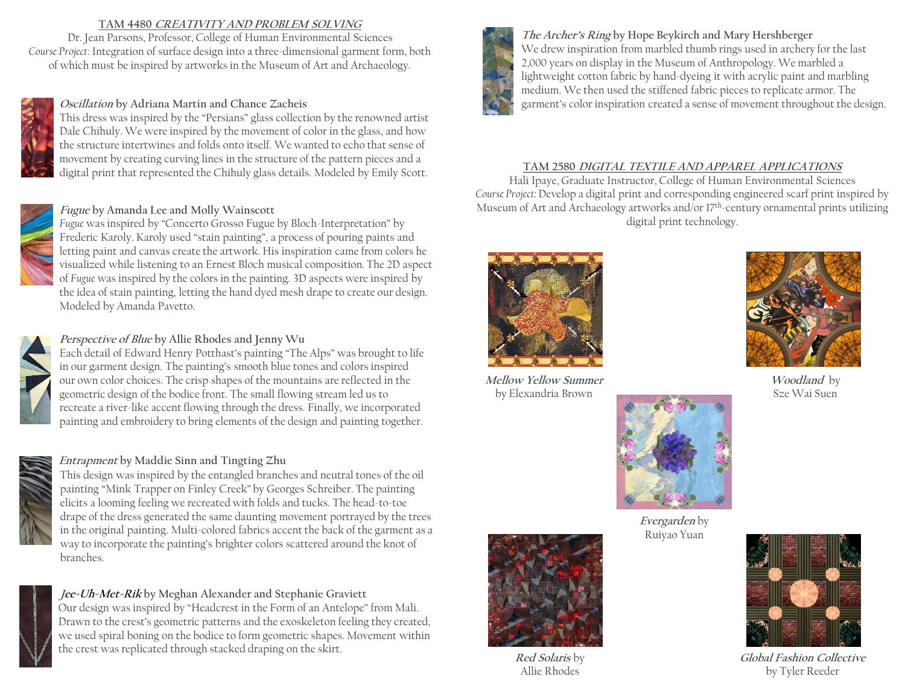## TAM 4480 *CREATIVITY AND PROBLEM SOLVING*

Dr. Jean Parsons, Professor, College of Human Environmental Sciences
*Course Project*: Integration of surface design into a three-dimensional garment form, both of which must be inspired by artworks in the Museum of Art and Archaeology.

***Oscillation*** **by Adriana Martin and Chance Zacheis**
This dress was inspired by the "Persians" glass collection by the renowned artist Dale Chihuly. We were inspired by the movement of color in the glass, and how the structure intertwines and folds onto itself. We wanted to echo that sense of movement by creating curving lines in the structure of the pattern pieces and a digital print that represented the Chihuly glass details. Modeled by Emily Scott.

***Fugue*** **by Amanda Lee and Molly Wainscott**
*Fugue* was inspired by "Concerto Grosso Fugue by Bloch-Interpretation" by Frederic Karoly. Karoly used "stain painting", a process of pouring paints and letting paint and canvas create the artwork. His inspiration came from colors he visualized while listening to an Ernest Bloch musical composition. The 2D aspect of *Fugue* was inspired by the colors in the painting. 3D aspects were inspired by the idea of stain painting, letting the hand dyed mesh drape to create our design. Modeled by Amanda Pavetto.

***Perspective of Blue*** **by Allie Rhodes and Jenny Wu**
Each detail of Edward Henry Potthast's painting "The Alps" was brought to life in our garment design. The painting's smooth blue tones and colors inspired our own color choices. The crisp shapes of the mountains are reflected in the geometric design of the bodice front. The small flowing stream led us to recreate a river-like accent flowing through the dress. Finally, we incorporated painting and embroidery to bring elements of the design and painting together.

***Entrapment*** **by Maddie Sinn and Tingting Zhu**
This design was inspired by the entangled branches and neutral tones of the oil painting "Mink Trapper on Finley Creek" by Georges Schreiber. The painting elicits a looming feeling we recreated with folds and tucks. The head-to-toe drape of the dress generated the same daunting movement portrayed by the trees in the original painting. Multi-colored fabrics accent the back of the garment as a way to incorporate the painting's brighter colors scattered around the knot of branches.

***Jee-Uh-Met-Rik*** **by Meghan Alexander and Stephanie Graviett**
Our design was inspired by "Headcrest in the Form of an Antelope" from Mali. Drawn to the crest's geometric patterns and the exoskeleton feeling they created, we used spiral boning on the bodice to form geometric shapes. Movement within the crest was replicated through stacked draping on the skirt.

***The Archer's Ring*** **by Hope Beykirch and Mary Hershberger**
We drew inspiration from marbled thumb rings used in archery for the last 2,000 years on display in the Museum of Anthropology. We marbled a lightweight cotton fabric by hand-dyeing it with acrylic paint and marbling medium. We then used the stiffened fabric pieces to replicate armor. The garment's color inspiration created a sense of movement throughout the design.

## TAM 2580 *DIGITAL TEXTILE AND APPAREL APPLICATIONS*

Hali Ipaye, Graduate Instructor, College of Human Environmental Sciences
*Course Project:* Develop a digital print and corresponding engineered scarf print inspired by Museum of Art and Archaeology artworks and/or 17th-century ornamental prints utilizing digital print technology.

***Mellow Yellow Summer*** by Elexandria Brown

***Woodland*** by Sze Wai Suen

***Evergarden*** by Ruiyao Yuan

***Red Solaris*** by Allie Rhodes

***Global Fashion Collective*** by Tyler Reeder